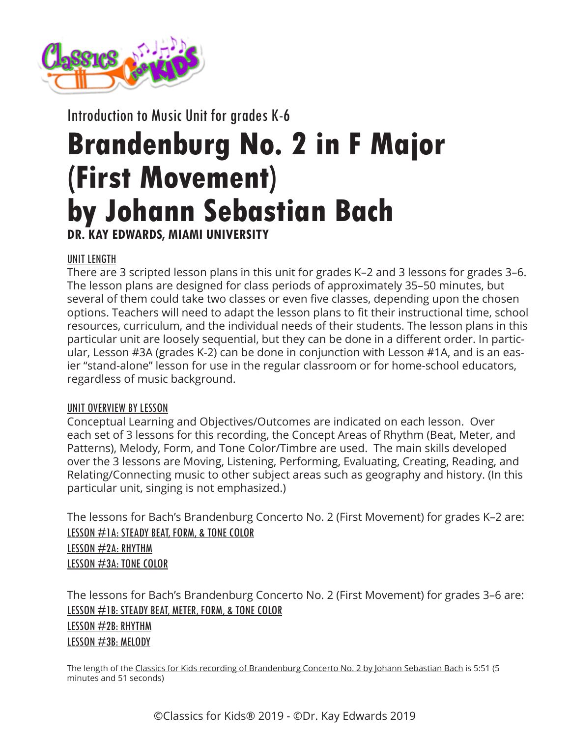Introduction to Music Unit for grades K-6

# Brandenburg No. 2 in F Major (First Movement) by Johann Sebastian Bach

**DR. KAY EDWARDS, MIAMI UNIVERSITY**

UNIT LENGTH

There are 3 scripted lesson plans in this unit for grades K–2 and 3 lessons for grades 3–6. The lesson plans are designed for class periods of approximately 35–50 minutes, but several of them could take two classes or even five classes, depending upon the chosen options. Teachers will need to adapt the lesson plans to fit their instructional time, school resources, curriculum, and the individual needs of their students. The lesson plans in this particular unit are loosely sequential, but they can be done in a different order. In particular, Lesson #3A (grades K-2) can be done in conjunction with Lesson #1A, and is an easier "stand-alone" lesson for use in the regular classroom or for home-school educators, regardless of music background.

UNIT OVERVIEW BY LESSON

Conceptual Learning and Objectives/Outcomes are indicated on each lesson. Over each set of 3 lessons for this recording, the Concept Areas of Rhythm (Beat, Meter, and Patterns), Melody, Form, and Tone Color/Timbre are used. The main skills developed over the 3 lessons are Moving, Listening, Performing, Evaluating, Creating, Reading, and Relating/Connecting music to other subject areas such as geography and history. (In this particular unit, singing is not emphasized.)

The lessons for Bach's Brandenburg Concerto No. 2 (First Movement) for grades K–2 are:

LESSON #1A: STEADY BEAT, FORM, & TONE COLOR

LESSON #2A: RHYTHM

LESSON #3A: TONE COLOR

The lessons for Bach's Brandenburg Concerto No. 2 (First Movement) for grades 3–6 are:

LESSON #1B: STEADY BEAT, METER, FORM, & TONE COLOR

LESSON #2B: RHYTHM

LESSON #3B: MELODY

The length of the Classics for Kids recording of Brandenburg Concerto No. 2 by Johann Sebastian Bach is 5:51 (5 minutes and 51 seconds)

©Classics for Kids® 2019 - ©Dr. Kay Edwards 2019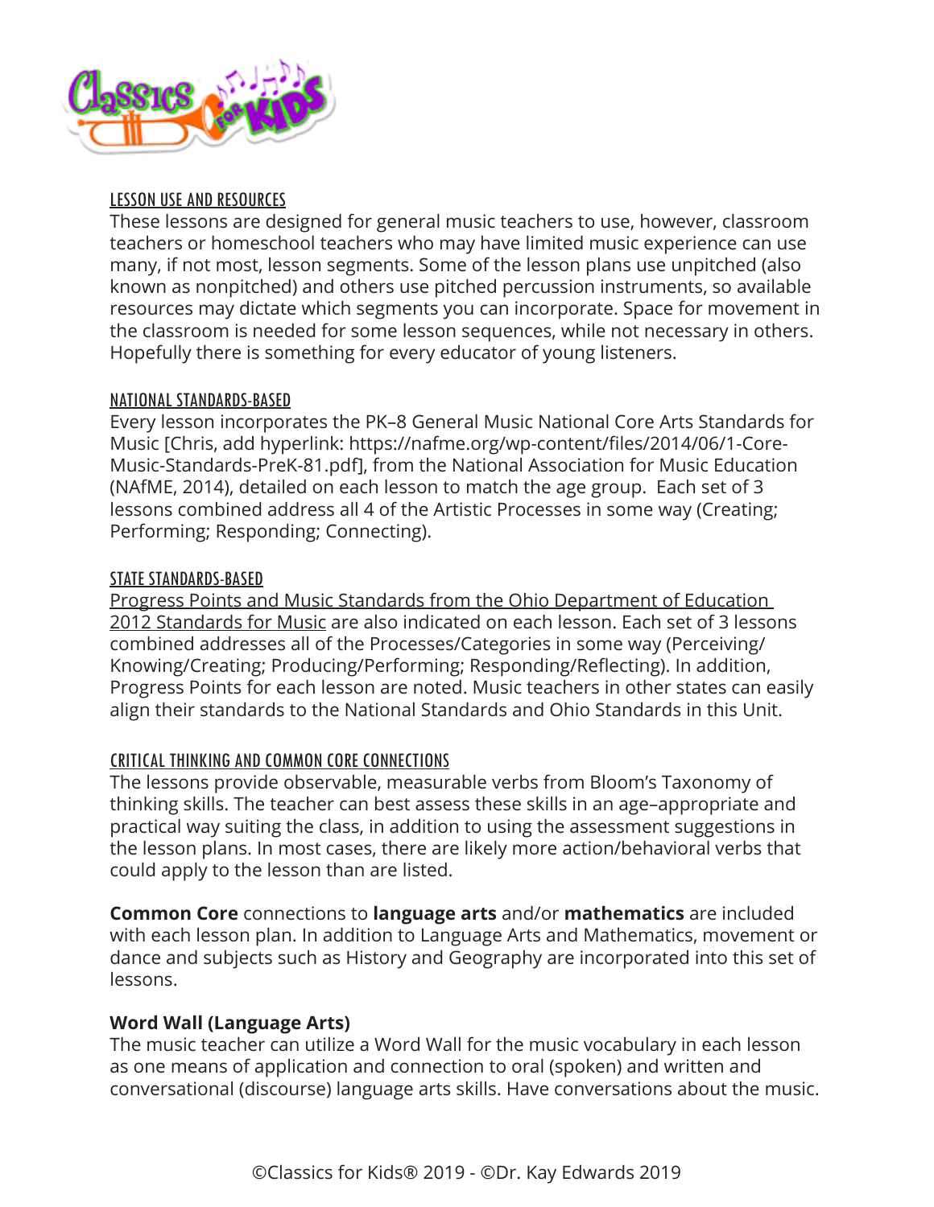## LESSON USE AND RESOURCES

These lessons are designed for general music teachers to use, however, classroom teachers or homeschool teachers who may have limited music experience can use many, if not most, lesson segments. Some of the lesson plans use unpitched (also known as nonpitched) and others use pitched percussion instruments, so available resources may dictate which segments you can incorporate. Space for movement in the classroom is needed for some lesson sequences, while not necessary in others. Hopefully there is something for every educator of young listeners.

## NATIONAL STANDARDS-BASED

Every lesson incorporates the PK–8 General Music National Core Arts Standards for Music [Chris, add hyperlink: https://nafme.org/wp-content/files/2014/06/1-Core-Music-Standards-PreK-81.pdf], from the National Association for Music Education (NAfME, 2014), detailed on each lesson to match the age group. Each set of 3 lessons combined address all 4 of the Artistic Processes in some way (Creating; Performing; Responding; Connecting).

## STATE STANDARDS-BASED

Progress Points and Music Standards from the Ohio Department of Education 2012 Standards for Music are also indicated on each lesson. Each set of 3 lessons combined addresses all of the Processes/Categories in some way (Perceiving/Knowing/Creating; Producing/Performing; Responding/Reflecting). In addition, Progress Points for each lesson are noted. Music teachers in other states can easily align their standards to the National Standards and Ohio Standards in this Unit.

## CRITICAL THINKING AND COMMON CORE CONNECTIONS

The lessons provide observable, measurable verbs from Bloom's Taxonomy of thinking skills. The teacher can best assess these skills in an age–appropriate and practical way suiting the class, in addition to using the assessment suggestions in the lesson plans. In most cases, there are likely more action/behavioral verbs that could apply to the lesson than are listed.

**Common Core** connections to **language arts** and/or **mathematics** are included with each lesson plan. In addition to Language Arts and Mathematics, movement or dance and subjects such as History and Geography are incorporated into this set of lessons.

**Word Wall (Language Arts)**

The music teacher can utilize a Word Wall for the music vocabulary in each lesson as one means of application and connection to oral (spoken) and written and conversational (discourse) language arts skills. Have conversations about the music.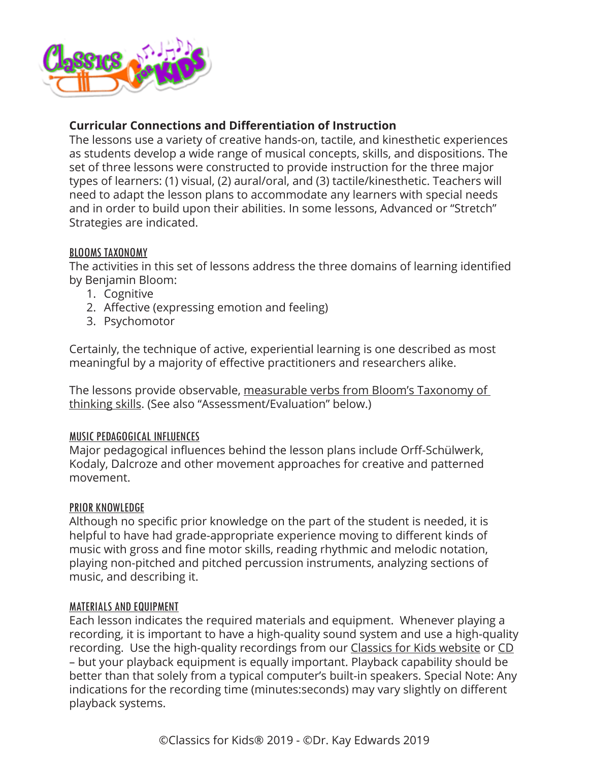## Curricular Connections and Differentiation of Instruction

The lessons use a variety of creative hands-on, tactile, and kinesthetic experiences as students develop a wide range of musical concepts, skills, and dispositions. The set of three lessons were constructed to provide instruction for the three major types of learners: (1) visual, (2) aural/oral, and (3) tactile/kinesthetic. Teachers will need to adapt the lesson plans to accommodate any learners with special needs and in order to build upon their abilities. In some lessons, Advanced or "Stretch" Strategies are indicated.

### BLOOMS TAXONOMY

The activities in this set of lessons address the three domains of learning identified by Benjamin Bloom:

1. Cognitive
2. Affective (expressing emotion and feeling)
3. Psychomotor

Certainly, the technique of active, experiential learning is one described as most meaningful by a majority of effective practitioners and researchers alike.

The lessons provide observable, measurable verbs from Bloom's Taxonomy of thinking skills. (See also "Assessment/Evaluation" below.)

### MUSIC PEDAGOGICAL INFLUENCES

Major pedagogical influences behind the lesson plans include Orff-Schülwerk, Kodaly, Dalcroze and other movement approaches for creative and patterned movement.

### PRIOR KNOWLEDGE

Although no specific prior knowledge on the part of the student is needed, it is helpful to have had grade-appropriate experience moving to different kinds of music with gross and fine motor skills, reading rhythmic and melodic notation, playing non-pitched and pitched percussion instruments, analyzing sections of music, and describing it.

### MATERIALS AND EQUIPMENT

Each lesson indicates the required materials and equipment. Whenever playing a recording, it is important to have a high-quality sound system and use a high-quality recording. Use the high-quality recordings from our Classics for Kids website or CD – but your playback equipment is equally important. Playback capability should be better than that solely from a typical computer's built-in speakers. Special Note: Any indications for the recording time (minutes:seconds) may vary slightly on different playback systems.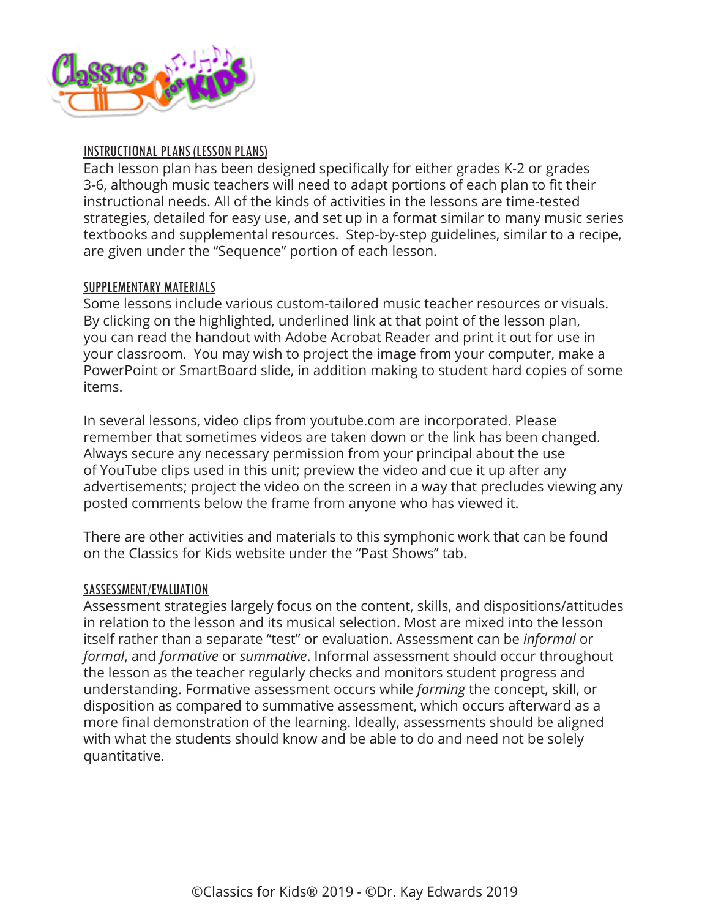## INSTRUCTIONAL PLANS (LESSON PLANS)

Each lesson plan has been designed specifically for either grades K-2 or grades 3-6, although music teachers will need to adapt portions of each plan to fit their instructional needs. All of the kinds of activities in the lessons are time-tested strategies, detailed for easy use, and set up in a format similar to many music series textbooks and supplemental resources. Step-by-step guidelines, similar to a recipe, are given under the "Sequence" portion of each lesson.

## SUPPLEMENTARY MATERIALS

Some lessons include various custom-tailored music teacher resources or visuals. By clicking on the highlighted, underlined link at that point of the lesson plan, you can read the handout with Adobe Acrobat Reader and print it out for use in your classroom. You may wish to project the image from your computer, make a PowerPoint or SmartBoard slide, in addition making to student hard copies of some items.

In several lessons, video clips from youtube.com are incorporated. Please remember that sometimes videos are taken down or the link has been changed. Always secure any necessary permission from your principal about the use of YouTube clips used in this unit; preview the video and cue it up after any advertisements; project the video on the screen in a way that precludes viewing any posted comments below the frame from anyone who has viewed it.

There are other activities and materials to this symphonic work that can be found on the Classics for Kids website under the "Past Shows" tab.

## SASSESSMENT/EVALUATION

Assessment strategies largely focus on the content, skills, and dispositions/attitudes in relation to the lesson and its musical selection. Most are mixed into the lesson itself rather than a separate "test" or evaluation. Assessment can be *informal* or *formal*, and *formative* or *summative*. Informal assessment should occur throughout the lesson as the teacher regularly checks and monitors student progress and understanding. Formative assessment occurs while *forming* the concept, skill, or disposition as compared to summative assessment, which occurs afterward as a more final demonstration of the learning. Ideally, assessments should be aligned with what the students should know and be able to do and need not be solely quantitative.

©Classics for Kids® 2019 - ©Dr. Kay Edwards 2019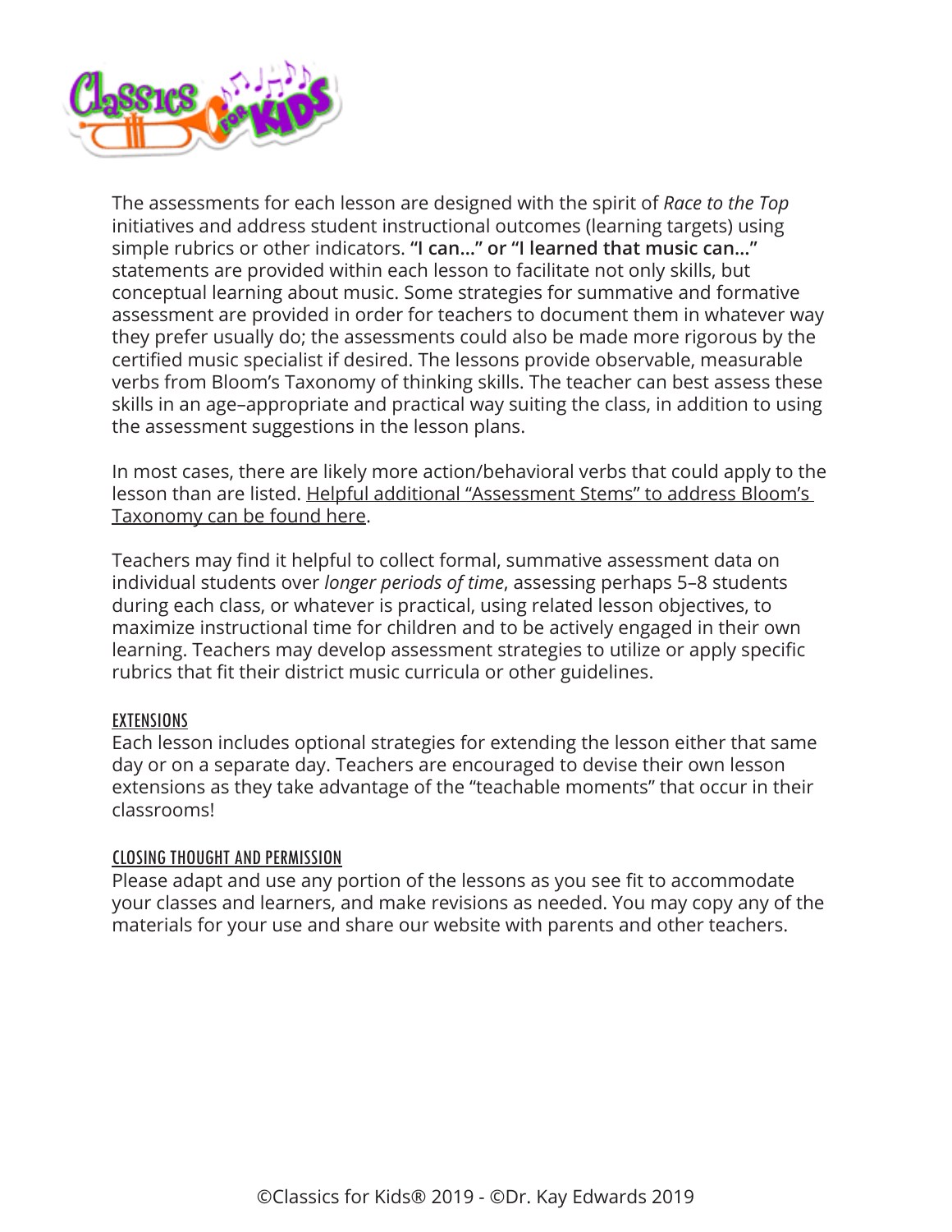The assessments for each lesson are designed with the spirit of *Race to the Top* initiatives and address student instructional outcomes (learning targets) using simple rubrics or other indicators. **"I can…" or "I learned that music can…"** statements are provided within each lesson to facilitate not only skills, but conceptual learning about music. Some strategies for summative and formative assessment are provided in order for teachers to document them in whatever way they prefer usually do; the assessments could also be made more rigorous by the certified music specialist if desired. The lessons provide observable, measurable verbs from Bloom's Taxonomy of thinking skills. The teacher can best assess these skills in an age–appropriate and practical way suiting the class, in addition to using the assessment suggestions in the lesson plans.

In most cases, there are likely more action/behavioral verbs that could apply to the lesson than are listed. Helpful additional "Assessment Stems" to address Bloom's Taxonomy can be found here.

Teachers may find it helpful to collect formal, summative assessment data on individual students over *longer periods of time*, assessing perhaps 5–8 students during each class, or whatever is practical, using related lesson objectives, to maximize instructional time for children and to be actively engaged in their own learning. Teachers may develop assessment strategies to utilize or apply specific rubrics that fit their district music curricula or other guidelines.

## EXTENSIONS

Each lesson includes optional strategies for extending the lesson either that same day or on a separate day. Teachers are encouraged to devise their own lesson extensions as they take advantage of the "teachable moments" that occur in their classrooms!

## CLOSING THOUGHT AND PERMISSION

Please adapt and use any portion of the lessons as you see fit to accommodate your classes and learners, and make revisions as needed. You may copy any of the materials for your use and share our website with parents and other teachers.